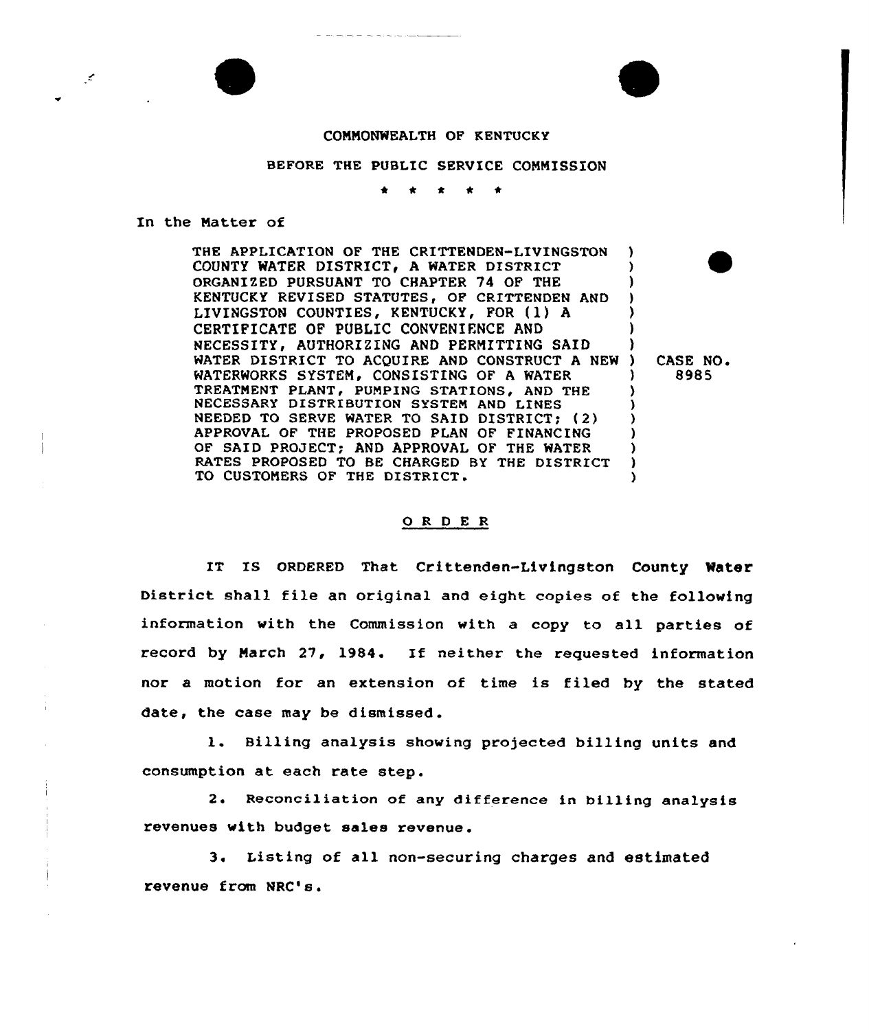COMMONWEALTH OF KENTUCKY

BEFORE THE PUBLIC SERVICE COMMISSION

\* \* \* \* \*

In the Matter of

| | | |
|---|---|---|
| THE APPLICATION OF THE CRITTENDEN-LIVINGSTON COUNTY WATER DISTRICT, A WATER DISTRICT ORGANIZED PURSUANT TO CHAPTER 74 OF THE KENTUCKY REVISED STATUTES, OF CRITTENDEN AND LIVINGSTON COUNTIES, KENTUCKY, FOR (1) A CERTIFICATE OF PUBLIC CONVENIENCE AND NECESSITY, AUTHORIZING AND PERMITTING SAID WATER DISTRICT TO ACQUIRE AND CONSTRUCT A NEW WATERWORKS SYSTEM, CONSISTING OF A WATER TREATMENT PLANT, PUMPING STATIONS, AND THE NECESSARY DISTRIBUTION SYSTEM AND LINES NEEDED TO SERVE WATER TO SAID DISTRICT; (2) APPROVAL OF THE PROPOSED PLAN OF FINANCING OF SAID PROJECT; AND APPROVAL OF THE WATER RATES PROPOSED TO BE CHARGED BY THE DISTRICT TO CUSTOMERS OF THE DISTRICT. | ) | CASE NO. 8985 |

## ORDER

IT IS ORDERED That Crittenden-Livingston County Water District shall file an original and eight copies of the following information with the Commission with a copy to all parties of record by March 27, 1984. If neither the requested information nor a motion for an extension of time is filed by the stated date, the case may be dismissed.

1. Billing analysis showing projected billing units and consumption at each rate step.

2. Reconciliation of any difference in billing analysis revenues with budget sales revenue.

3. Listing of all non-securing charges and estimated revenue from NRC's.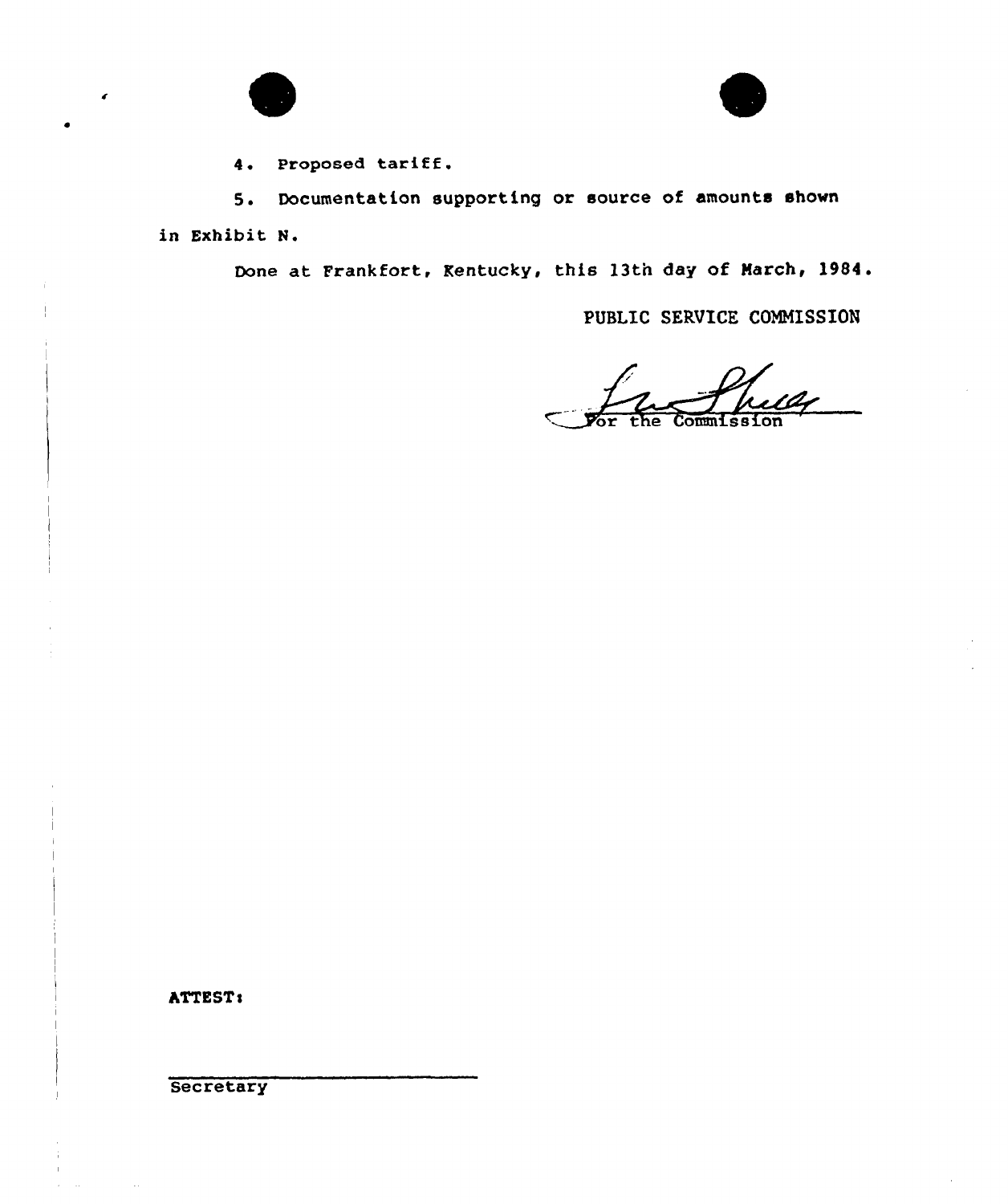4. Proposed tariff.

5. Documentation supporting or source of amounts shown in Exhibit N.

Done at Frankfort, Kentucky, this 13th day of March, 1984.

PUBLIC SERVICE COMMISSION

For the Commission

ATTEST:

Secretary